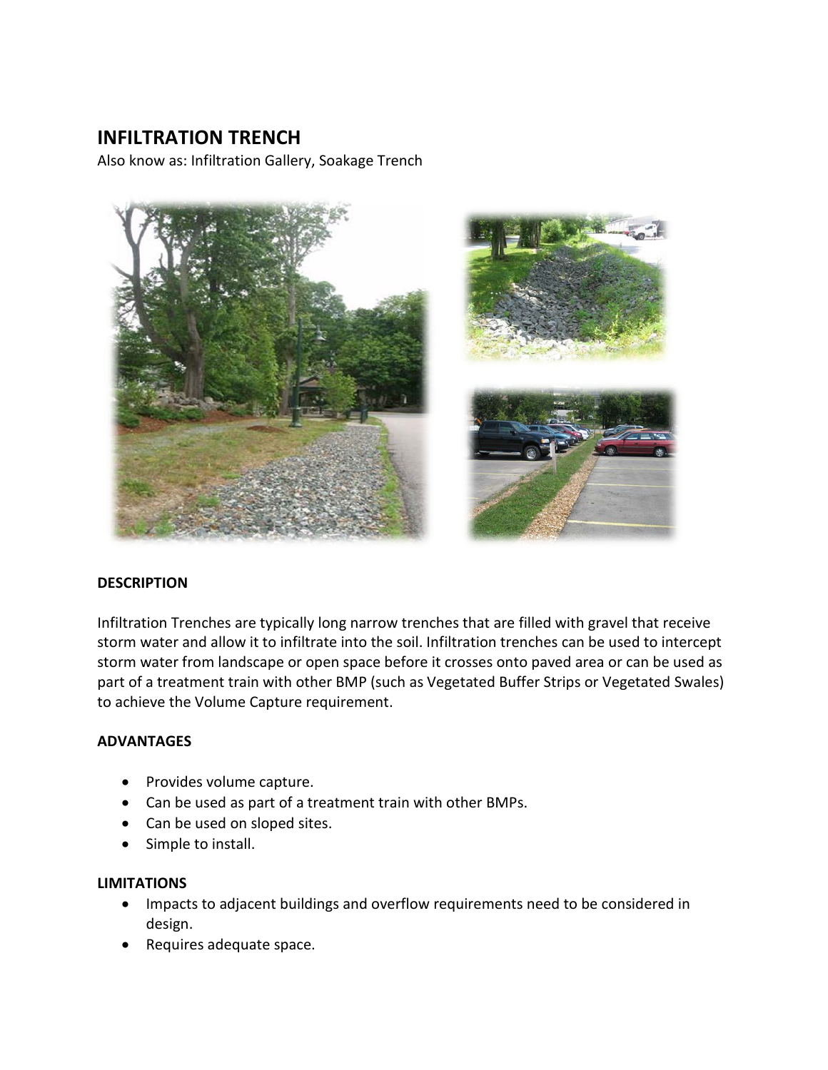# INFILTRATION TRENCH

Also know as: Infiltration Gallery, Soakage Trench

**DESCRIPTION**

Infiltration Trenches are typically long narrow trenches that are filled with gravel that receive storm water and allow it to infiltrate into the soil. Infiltration trenches can be used to intercept storm water from landscape or open space before it crosses onto paved area or can be used as part of a treatment train with other BMP (such as Vegetated Buffer Strips or Vegetated Swales) to achieve the Volume Capture requirement.

**ADVANTAGES**

- Provides volume capture.
- Can be used as part of a treatment train with other BMPs.
- Can be used on sloped sites.
- Simple to install.

**LIMITATIONS**

- Impacts to adjacent buildings and overflow requirements need to be considered in design.
- Requires adequate space.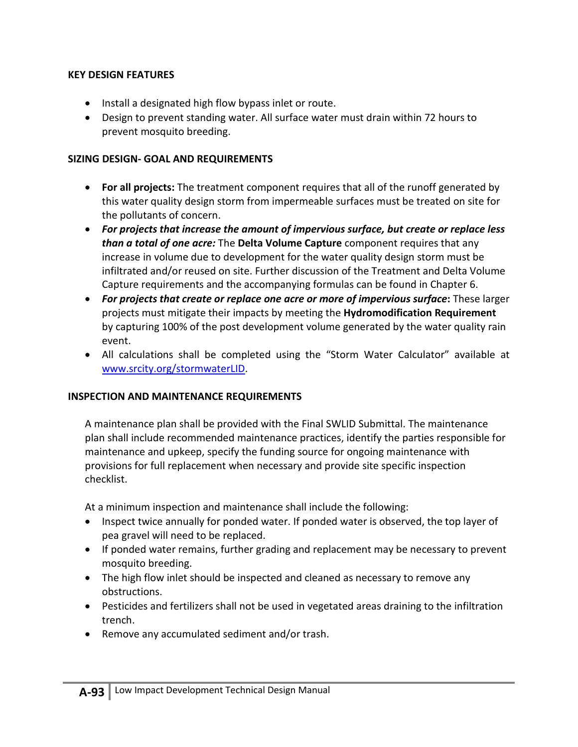**KEY DESIGN FEATURES**

- Install a designated high flow bypass inlet or route.
- Design to prevent standing water. All surface water must drain within 72 hours to prevent mosquito breeding.

**SIZING DESIGN- GOAL AND REQUIREMENTS**

- **For all projects:** The treatment component requires that all of the runoff generated by this water quality design storm from impermeable surfaces must be treated on site for the pollutants of concern.
- ***For projects that increase the amount of impervious surface, but create or replace less than a total of one acre:*** The **Delta Volume Capture** component requires that any increase in volume due to development for the water quality design storm must be infiltrated and/or reused on site. Further discussion of the Treatment and Delta Volume Capture requirements and the accompanying formulas can be found in Chapter 6.
- ***For projects that create or replace one acre or more of impervious surface*:** These larger projects must mitigate their impacts by meeting the **Hydromodification Requirement** by capturing 100% of the post development volume generated by the water quality rain event.
- All calculations shall be completed using the "Storm Water Calculator" available at www.srcity.org/stormwaterLID.

**INSPECTION AND MAINTENANCE REQUIREMENTS**

A maintenance plan shall be provided with the Final SWLID Submittal. The maintenance plan shall include recommended maintenance practices, identify the parties responsible for maintenance and upkeep, specify the funding source for ongoing maintenance with provisions for full replacement when necessary and provide site specific inspection checklist.

At a minimum inspection and maintenance shall include the following:

- Inspect twice annually for ponded water. If ponded water is observed, the top layer of pea gravel will need to be replaced.
- If ponded water remains, further grading and replacement may be necessary to prevent mosquito breeding.
- The high flow inlet should be inspected and cleaned as necessary to remove any obstructions.
- Pesticides and fertilizers shall not be used in vegetated areas draining to the infiltration trench.
- Remove any accumulated sediment and/or trash.